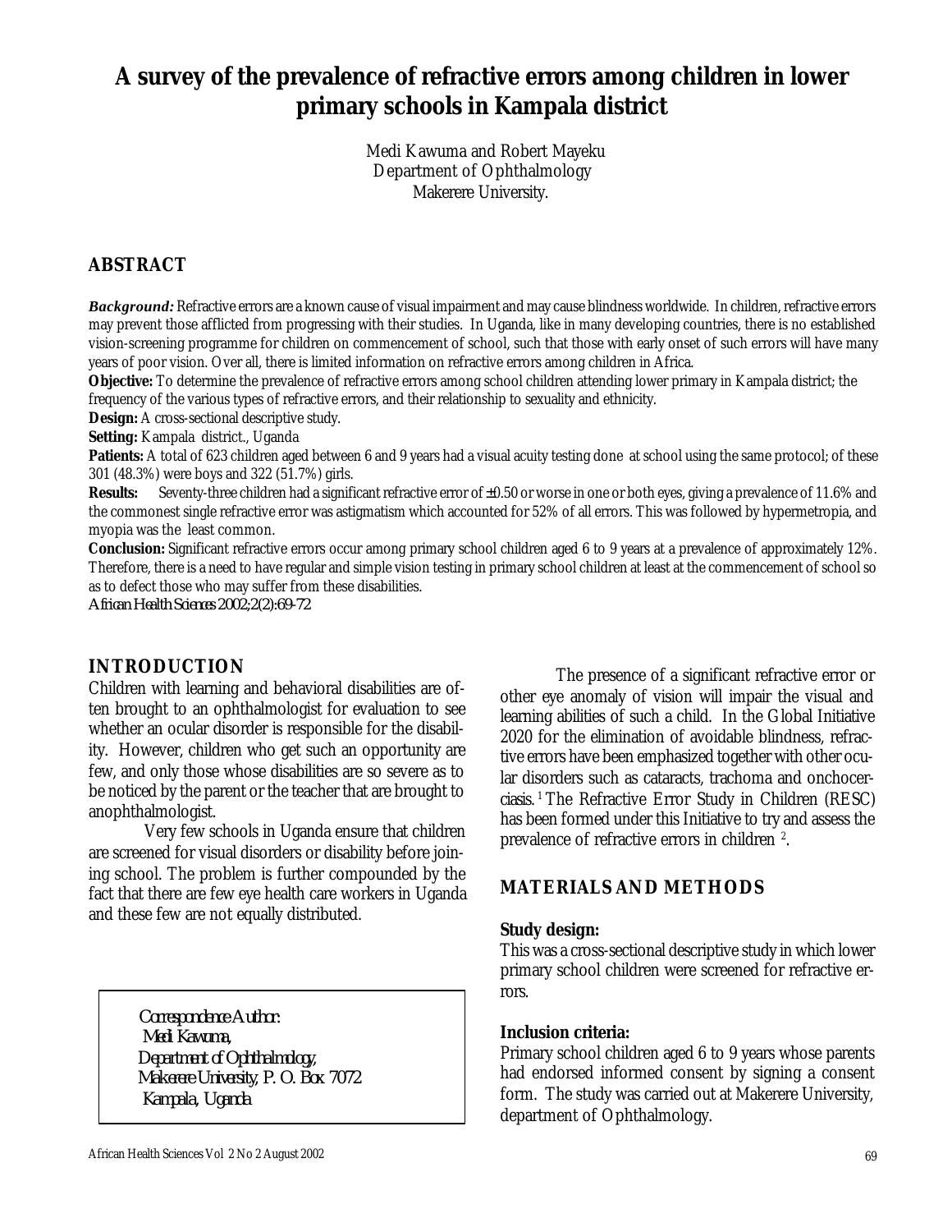# A survey of the prevalence of refractive errors among children in lower primary schools in Kampala district

Medi Kawuma and Robert Mayeku
Department of Ophthalmology
Makerere University.

## ABSTRACT

***Background:*** Refractive errors are a known cause of visual impairment and may cause blindness worldwide. In children, refractive errors may prevent those afflicted from progressing with their studies. In Uganda, like in many developing countries, there is no established vision-screening programme for children on commencement of school, such that those with early onset of such errors will have many years of poor vision. Over all, there is limited information on refractive errors among children in Africa.

**Objective:** To determine the prevalence of refractive errors among school children attending lower primary in Kampala district; the frequency of the various types of refractive errors, and their relationship to sexuality and ethnicity.

**Design:** A cross-sectional descriptive study.

**Setting:** Kampala district., Uganda

**Patients:** A total of 623 children aged between 6 and 9 years had a visual acuity testing done at school using the same protocol; of these 301 (48.3%) were boys and 322 (51.7%) girls.

**Results:** Seventy-three children had a significant refractive error of ±0.50 or worse in one or both eyes, giving a prevalence of 11.6% and the commonest single refractive error was astigmatism which accounted for 52% of all errors. This was followed by hypermetropia, and myopia was the least common.

**Conclusion:** Significant refractive errors occur among primary school children aged 6 to 9 years at a prevalence of approximately 12%. Therefore, there is a need to have regular and simple vision testing in primary school children at least at the commencement of school so as to defect those who may suffer from these disabilities.

*African Health Sciences 2002;2(2):69-72*

## INTRODUCTION

Children with learning and behavioral disabilities are often brought to an ophthalmologist for evaluation to see whether an ocular disorder is responsible for the disability. However, children who get such an opportunity are few, and only those whose disabilities are so severe as to be noticed by the parent or the teacher that are brought to anophthalmologist.

Very few schools in Uganda ensure that children are screened for visual disorders or disability before joining school. The problem is further compounded by the fact that there are few eye health care workers in Uganda and these few are not equally distributed.

*Correspondence Author:*
*Medi Kawuma,*
*Department of Ophthalmology,*
*Makerere University, P. O. Box 7072*
*Kampala, Uganda*

The presence of a significant refractive error or other eye anomaly of vision will impair the visual and learning abilities of such a child. In the Global Initiative 2020 for the elimination of avoidable blindness, refractive errors have been emphasized together with other ocular disorders such as cataracts, trachoma and onchocerciasis.[1] The Refractive Error Study in Children (RESC) has been formed under this Initiative to try and assess the prevalence of refractive errors in children [2].

## MATERIALS AND METHODS

### Study design:

This was a cross-sectional descriptive study in which lower primary school children were screened for refractive errors.

### Inclusion criteria:

Primary school children aged 6 to 9 years whose parents had endorsed informed consent by signing a consent form. The study was carried out at Makerere University, department of Ophthalmology.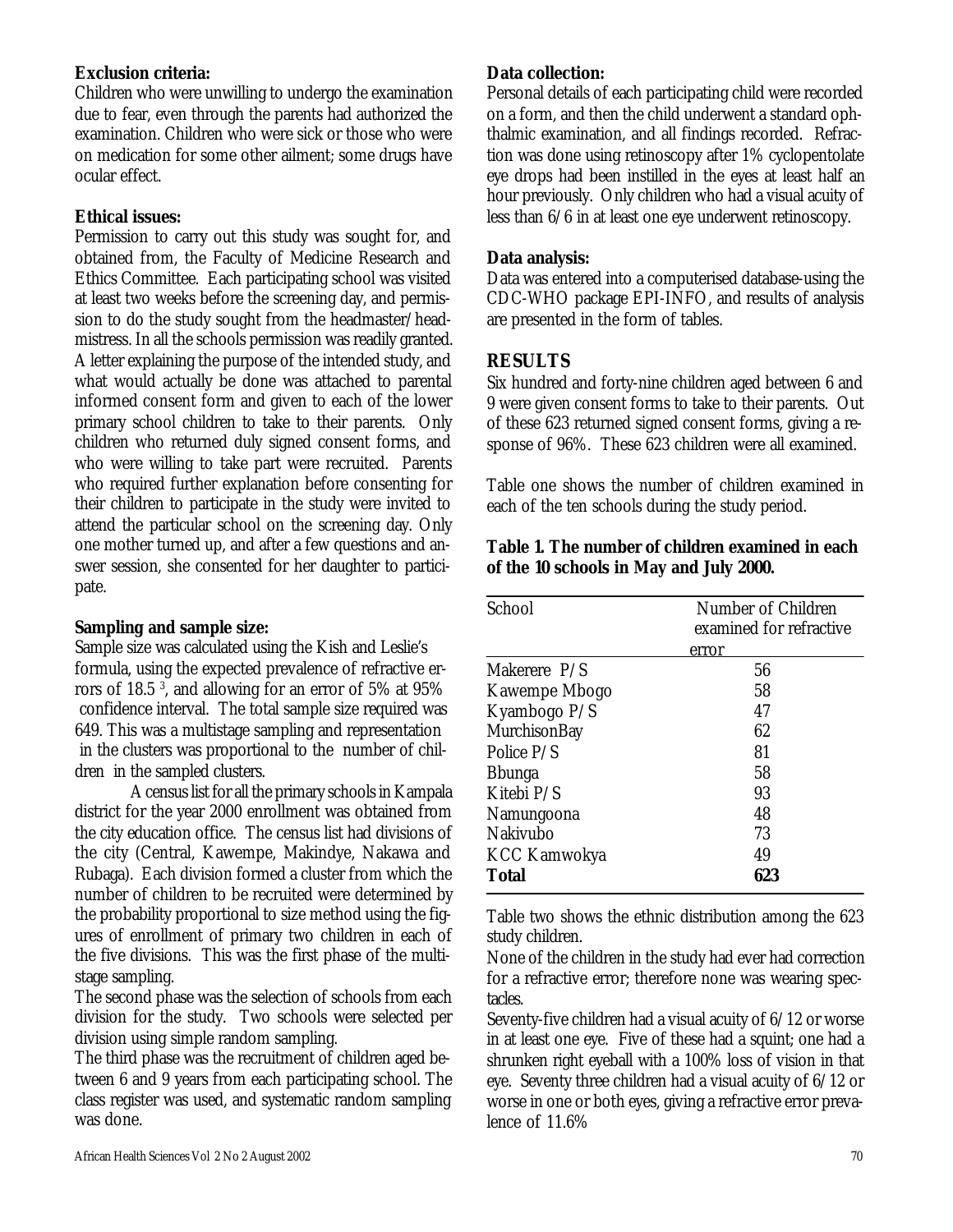**Exclusion criteria:**

Children who were unwilling to undergo the examination due to fear, even through the parents had authorized the examination. Children who were sick or those who were on medication for some other ailment; some drugs have ocular effect.

**Ethical issues:**

Permission to carry out this study was sought for, and obtained from, the Faculty of Medicine Research and Ethics Committee. Each participating school was visited at least two weeks before the screening day, and permission to do the study sought from the headmaster/headmistress. In all the schools permission was readily granted. A letter explaining the purpose of the intended study, and what would actually be done was attached to parental informed consent form and given to each of the lower primary school children to take to their parents. Only children who returned duly signed consent forms, and who were willing to take part were recruited. Parents who required further explanation before consenting for their children to participate in the study were invited to attend the particular school on the screening day. Only one mother turned up, and after a few questions and answer session, she consented for her daughter to participate.

**Sampling and sample size:**

Sample size was calculated using the Kish and Leslie's formula, using the expected prevalence of refractive errors of 18.5 [3], and allowing for an error of 5% at 95% confidence interval. The total sample size required was 649. This was a multistage sampling and representation in the clusters was proportional to the number of children in the sampled clusters.

A census list for all the primary schools in Kampala district for the year 2000 enrollment was obtained from the city education office. The census list had divisions of the city (Central, Kawempe, Makindye, Nakawa and Rubaga). Each division formed a cluster from which the number of children to be recruited were determined by the probability proportional to size method using the figures of enrollment of primary two children in each of the five divisions. This was the first phase of the multistage sampling.

The second phase was the selection of schools from each division for the study. Two schools were selected per division using simple random sampling.

The third phase was the recruitment of children aged between 6 and 9 years from each participating school. The class register was used, and systematic random sampling was done.

**Data collection:**

Personal details of each participating child were recorded on a form, and then the child underwent a standard ophthalmic examination, and all findings recorded. Refraction was done using retinoscopy after 1% cyclopentolate eye drops had been instilled in the eyes at least half an hour previously. Only children who had a visual acuity of less than 6/6 in at least one eye underwent retinoscopy.

**Data analysis:**

Data was entered into a computerised database-using the CDC-WHO package EPI-INFO, and results of analysis are presented in the form of tables.

## RESULTS

Six hundred and forty-nine children aged between 6 and 9 were given consent forms to take to their parents. Out of these 623 returned signed consent forms, giving a response of 96%. These 623 children were all examined.

Table one shows the number of children examined in each of the ten schools during the study period.

**Table 1. The number of children examined in each of the 10 schools in May and July 2000.**

| School | Number of Children examined for refractive error |
|---|---|
| Makerere P/S | 56 |
| Kawempe Mbogo | 58 |
| Kyambogo P/S | 47 |
| MurchisonBay | 62 |
| Police P/S | 81 |
| Bbunga | 58 |
| Kitebi P/S | 93 |
| Namungoona | 48 |
| Nakivubo | 73 |
| KCC Kamwokya | 49 |
| **Total** | **623** |

Table two shows the ethnic distribution among the 623 study children.

None of the children in the study had ever had correction for a refractive error; therefore none was wearing spectacles.

Seventy-five children had a visual acuity of 6/12 or worse in at least one eye. Five of these had a squint; one had a shrunken right eyeball with a 100% loss of vision in that eye. Seventy three children had a visual acuity of 6/12 or worse in one or both eyes, giving a refractive error prevalence of 11.6%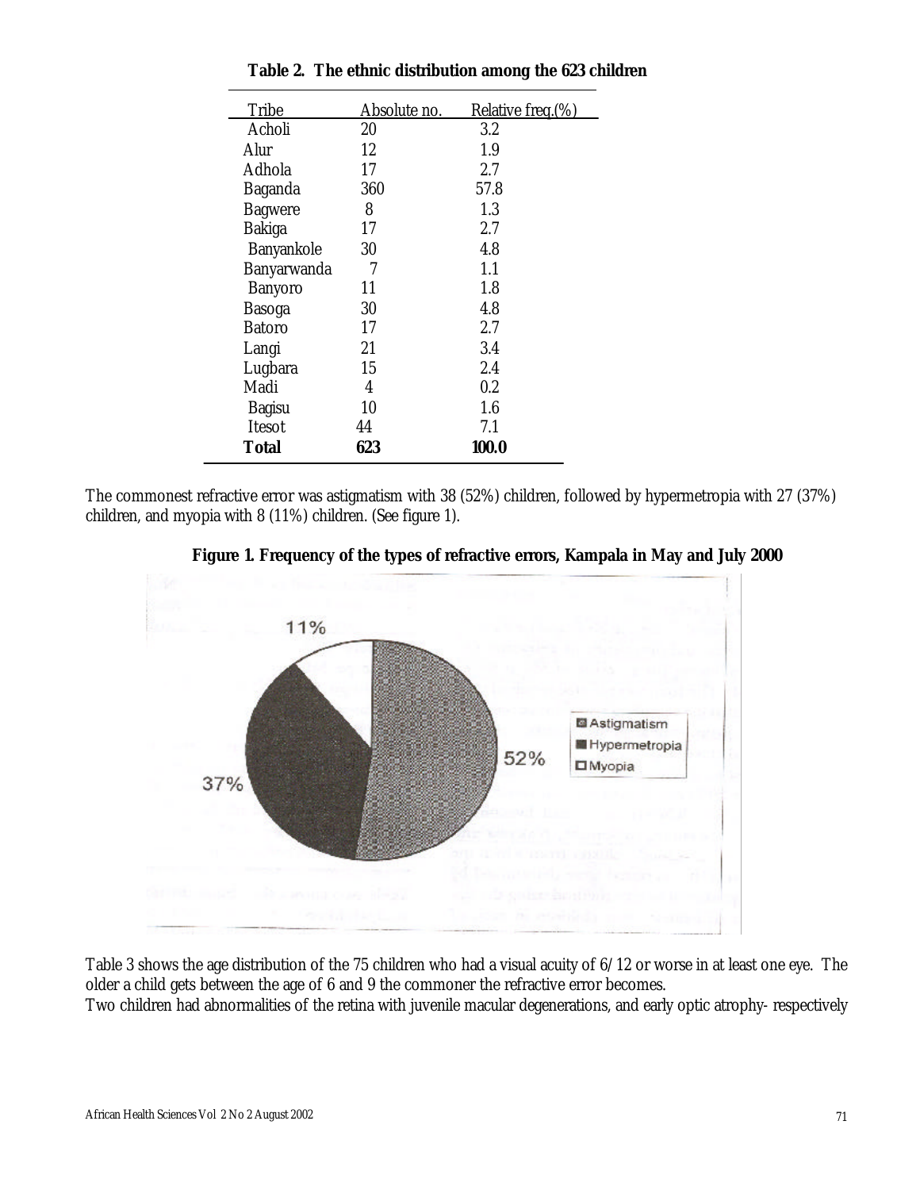**Table 2. The ethnic distribution among the 623 children**

| Tribe | Absolute no. | Relative freq.(%) |
|---|---|---|
| Acholi | 20 | 3.2 |
| Alur | 12 | 1.9 |
| Adhola | 17 | 2.7 |
| Baganda | 360 | 57.8 |
| Bagwere | 8 | 1.3 |
| Bakiga | 17 | 2.7 |
| Banyankole | 30 | 4.8 |
| Banyarwanda | 7 | 1.1 |
| Banyoro | 11 | 1.8 |
| Basoga | 30 | 4.8 |
| Batoro | 17 | 2.7 |
| Langi | 21 | 3.4 |
| Lugbara | 15 | 2.4 |
| Madi | 4 | 0.2 |
| Bagisu | 10 | 1.6 |
| Itesot | 44 | 7.1 |
| **Total** | **623** | **100.0** |

The commonest refractive error was astigmatism with 38 (52%) children, followed by hypermetropia with 27 (37%) children, and myopia with 8 (11%) children. (See figure 1).

**Figure 1. Frequency of the types of refractive errors, Kampala in May and July 2000**

Table 3 shows the age distribution of the 75 children who had a visual acuity of 6/12 or worse in at least one eye. The older a child gets between the age of 6 and 9 the commoner the refractive error becomes.

Two children had abnormalities of the retina with juvenile macular degenerations, and early optic atrophy- respectively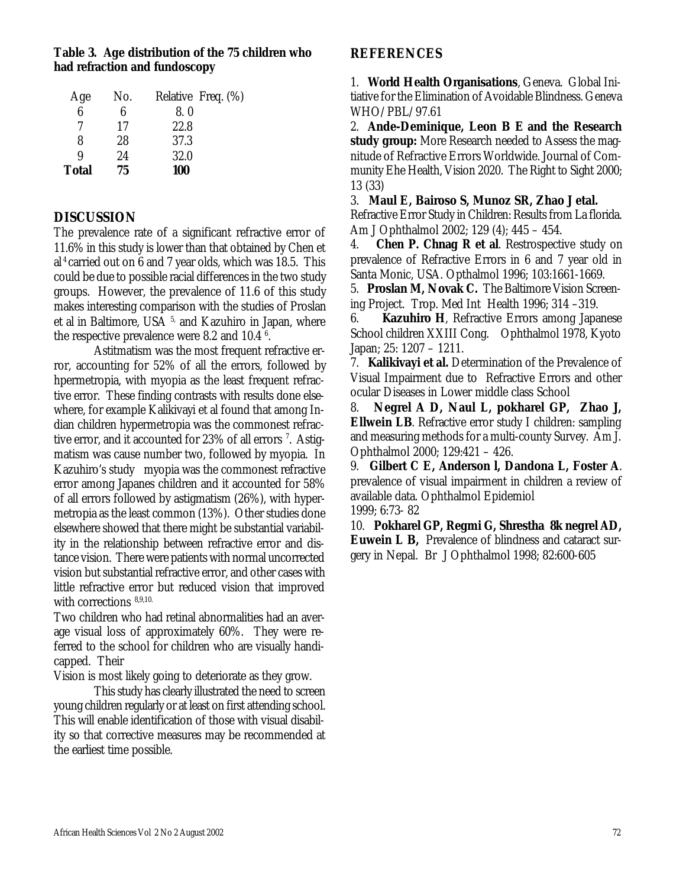**Table 3. Age distribution of the 75 children who had refraction and fundoscopy**

| Age | No. | Relative Freq. (%) |
|---|---|---|
| 6 | 6 | 8. 0 |
| 7 | 17 | 22.8 |
| 8 | 28 | 37.3 |
| 9 | 24 | 32.0 |
| **Total** | **75** | **100** |

## DISCUSSION

The prevalence rate of a significant refractive error of 11.6% in this study is lower than that obtained by Chen et al[4] carried out on 6 and 7 year olds, which was 18.5. This could be due to possible racial differences in the two study groups. However, the prevalence of 11.6 of this study makes interesting comparison with the studies of Proslan et al in Baltimore, USA [5,] and Kazuhiro in Japan, where the respective prevalence were 8.2 and 10.4 [6].

Astitmatism was the most frequent refractive error, accounting for 52% of all the errors, followed by hpermetropia, with myopia as the least frequent refractive error. These finding contrasts with results done elsewhere, for example Kalikivayi et al found that among Indian children hypermetropia was the commonest refractive error, and it accounted for 23% of all errors [7]. Astigmatism was cause number two, followed by myopia. In Kazuhiro's study myopia was the commonest refractive error among Japanes children and it accounted for 58% of all errors followed by astigmatism (26%), with hypermetropia as the least common (13%). Other studies done elsewhere showed that there might be substantial variability in the relationship between refractive error and distance vision. There were patients with normal uncorrected vision but substantial refractive error, and other cases with little refractive error but reduced vision that improved with corrections [8,9,10.]

Two children who had retinal abnormalities had an average visual loss of approximately 60%. They were referred to the school for children who are visually handicapped. Their

Vision is most likely going to deteriorate as they grow.

This study has clearly illustrated the need to screen young children regularly or at least on first attending school. This will enable identification of those with visual disability so that corrective measures may be recommended at the earliest time possible.

## REFERENCES

1. **World Health Organisations**, Geneva. Global Initiative for the Elimination of Avoidable Blindness. Geneva WHO/PBL/97.61
2. **Ande-Deminique, Leon B E and the Research study group:** More Research needed to Assess the magnitude of Refractive Errors Worldwide. Journal of Community Ehe Health, Vision 2020. The Right to Sight 2000; 13 (33)
3. **Maul E, Bairoso S, Munoz SR, Zhao J etal.** Refractive Error Study in Children: Results from La florida. Am J Ophthalmol 2002; 129 (4); 445 – 454.
4. **Chen P. Chnag R et al**. Restrospective study on prevalence of Refractive Errors in 6 and 7 year old in Santa Monic, USA. Opthalmol 1996; 103:1661-1669.
5. **Proslan M, Novak C.** The Baltimore Vision Screening Project. Trop. Med Int Health 1996; 314 –319.
6. **Kazuhiro H**, Refractive Errors among Japanese School children XXIII Cong. Ophthalmol 1978, Kyoto Japan; 25: 1207 – 1211.
7. **Kalikivayi et al.** Determination of the Prevalence of Visual Impairment due to Refractive Errors and other ocular Diseases in Lower middle class School
8. **Negrel A D, Naul L, pokharel GP, Zhao J, Ellwein LB**. Refractive error study I children: sampling and measuring methods for a multi-county Survey. Am J. Ophthalmol 2000; 129:421 – 426.
9. **Gilbert C E, Anderson l, Dandona L, Foster A**. prevalence of visual impairment in children a review of available data. Ophthalmol Epidemiol 1999; 6:73- 82
10. **Pokharel GP, Regmi G, Shrestha 8k negrel AD, Euwein L B,** Prevalence of blindness and cataract surgery in Nepal. Br J Ophthalmol 1998; 82:600-605